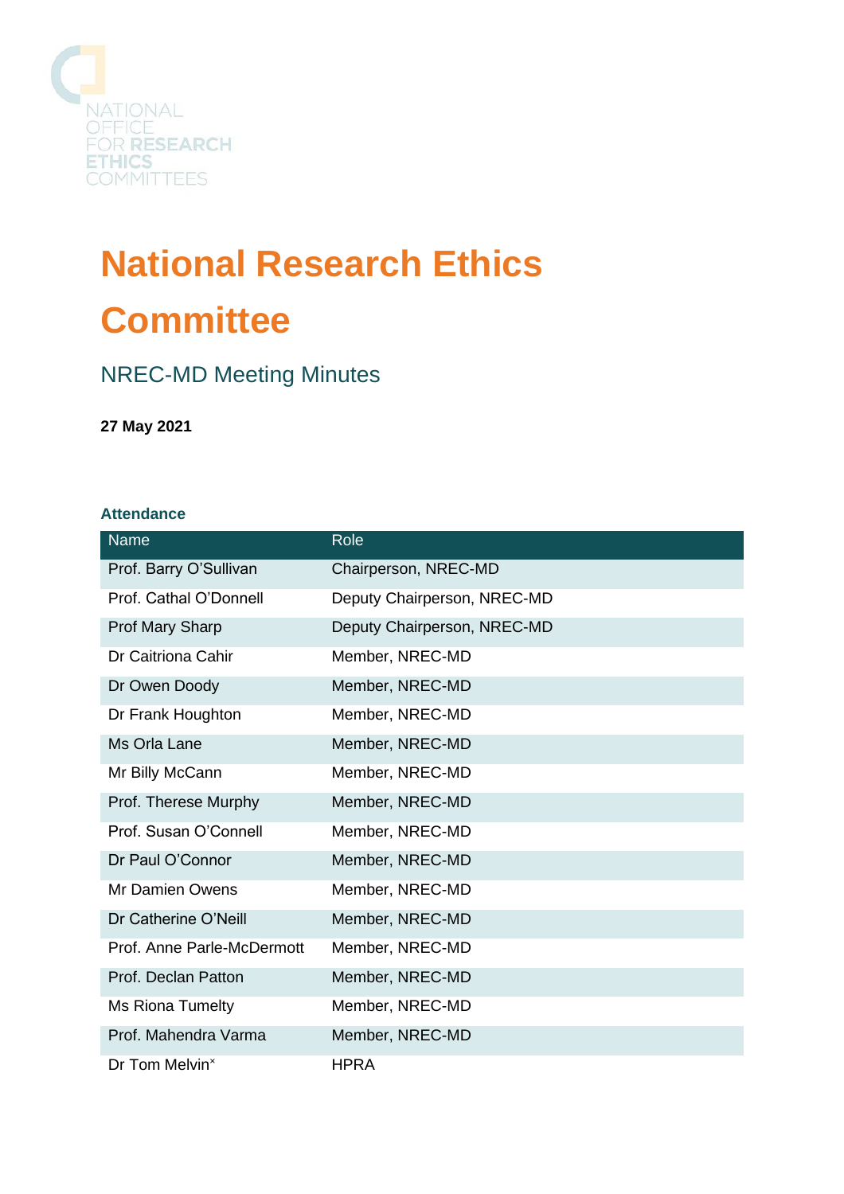NATIONAL OFFICE FOR RESEARCH ETHICS COMMITTEES

# National Research Ethics Committee

## NREC-MD Meeting Minutes

**27 May 2021**

### Attendance

| Name | Role |
|---|---|
| Prof. Barry O'Sullivan | Chairperson, NREC-MD |
| Prof. Cathal O'Donnell | Deputy Chairperson, NREC-MD |
| Prof Mary Sharp | Deputy Chairperson, NREC-MD |
| Dr Caitriona Cahir | Member, NREC-MD |
| Dr Owen Doody | Member, NREC-MD |
| Dr Frank Houghton | Member, NREC-MD |
| Ms Orla Lane | Member, NREC-MD |
| Mr Billy McCann | Member, NREC-MD |
| Prof. Therese Murphy | Member, NREC-MD |
| Prof. Susan O'Connell | Member, NREC-MD |
| Dr Paul O'Connor | Member, NREC-MD |
| Mr Damien Owens | Member, NREC-MD |
| Dr Catherine O'Neill | Member, NREC-MD |
| Prof. Anne Parle-McDermott | Member, NREC-MD |
| Prof. Declan Patton | Member, NREC-MD |
| Ms Riona Tumelty | Member, NREC-MD |
| Prof. Mahendra Varma | Member, NREC-MD |
| Dr Tom Melvin[×] | HPRA |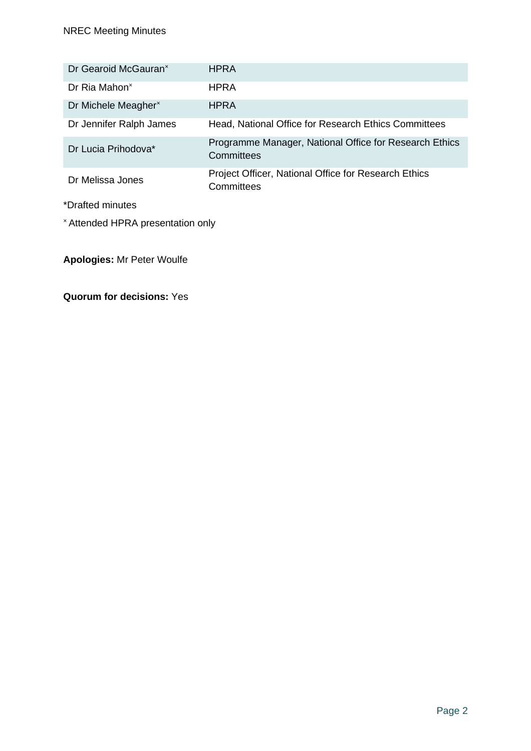| | |
|---|---|
| Dr Gearoid McGauran[x] | HPRA |
| Dr Ria Mahon[x] | HPRA |
| Dr Michele Meagher[x] | HPRA |
| Dr Jennifer Ralph James | Head, National Office for Research Ethics Committees |
| Dr Lucia Prihodova* | Programme Manager, National Office for Research Ethics Committees |
| Dr Melissa Jones | Project Officer, National Office for Research Ethics Committees |

*Drafted minutes

[x] Attended HPRA presentation only

**Apologies:** Mr Peter Woulfe

**Quorum for decisions:** Yes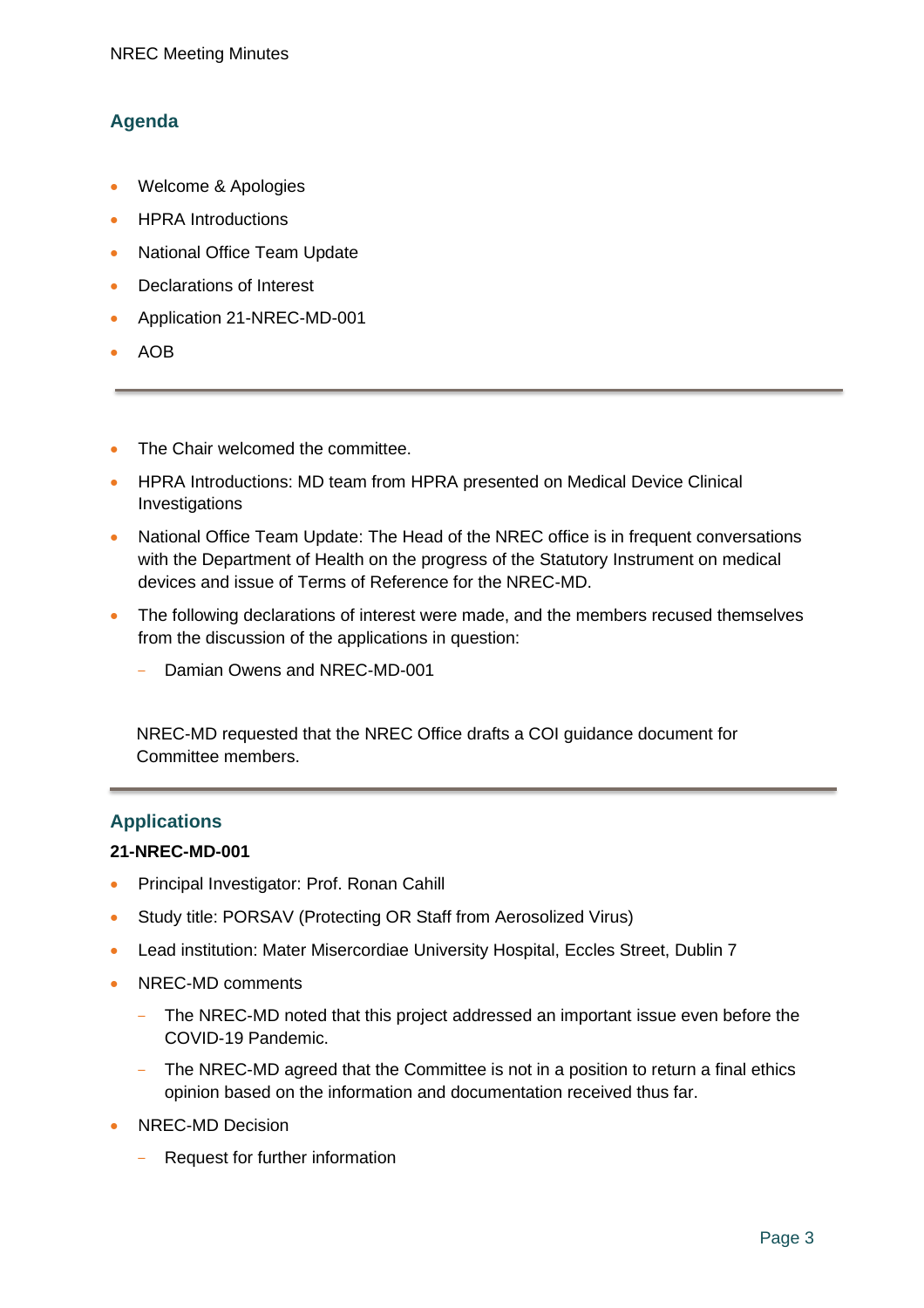## Agenda

- Welcome & Apologies
- HPRA Introductions
- National Office Team Update
- Declarations of Interest
- Application 21-NREC-MD-001
- AOB

---

- The Chair welcomed the committee.
- HPRA Introductions: MD team from HPRA presented on Medical Device Clinical Investigations
- National Office Team Update: The Head of the NREC office is in frequent conversations with the Department of Health on the progress of the Statutory Instrument on medical devices and issue of Terms of Reference for the NREC-MD.
- The following declarations of interest were made, and the members recused themselves from the discussion of the applications in question:
  - Damian Owens and NREC-MD-001

NREC-MD requested that the NREC Office drafts a COI guidance document for Committee members.

---

## Applications

**21-NREC-MD-001**

- Principal Investigator: Prof. Ronan Cahill
- Study title: PORSAV (Protecting OR Staff from Aerosolized Virus)
- Lead institution: Mater Misercordiae University Hospital, Eccles Street, Dublin 7
- NREC-MD comments
  - The NREC-MD noted that this project addressed an important issue even before the COVID-19 Pandemic.
  - The NREC-MD agreed that the Committee is not in a position to return a final ethics opinion based on the information and documentation received thus far.
- NREC-MD Decision
  - Request for further information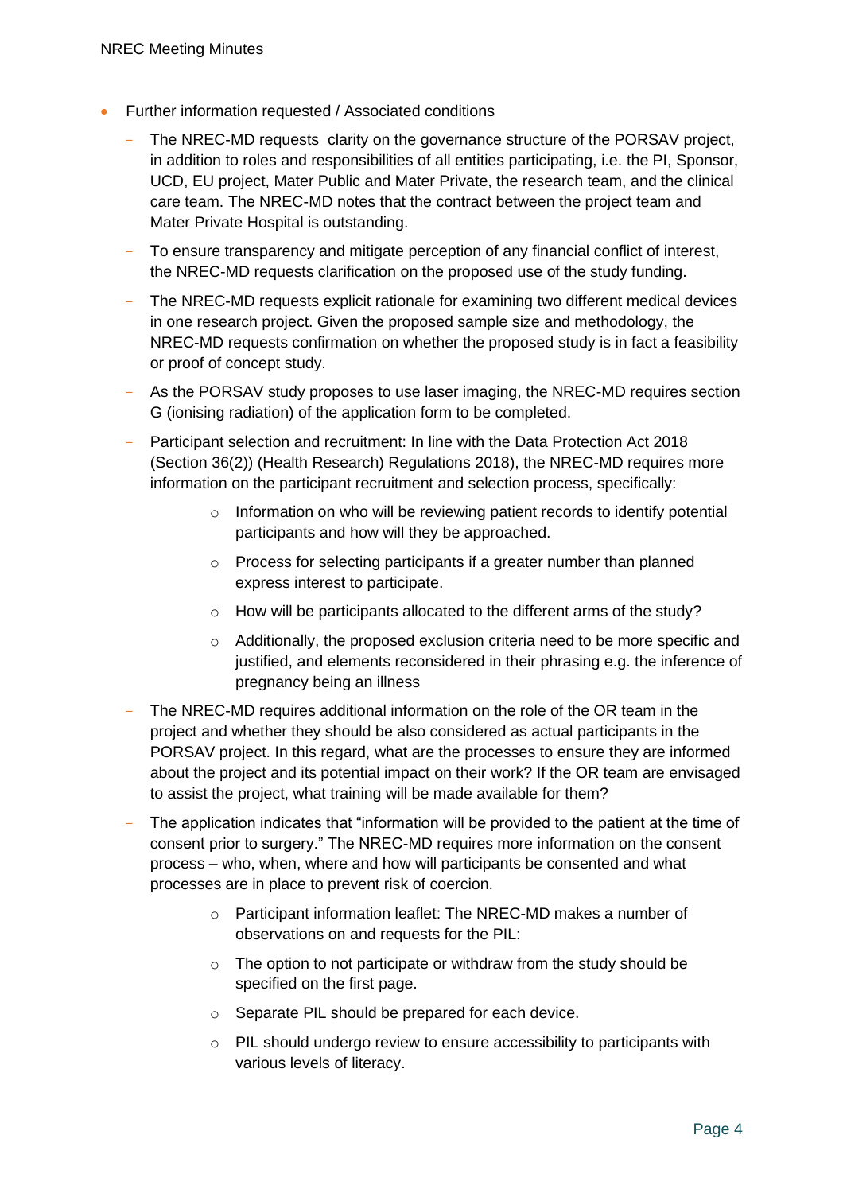- Further information requested / Associated conditions
  - The NREC-MD requests  clarity on the governance structure of the PORSAV project, in addition to roles and responsibilities of all entities participating, i.e. the PI, Sponsor, UCD, EU project, Mater Public and Mater Private, the research team, and the clinical care team. The NREC-MD notes that the contract between the project team and Mater Private Hospital is outstanding.
  - To ensure transparency and mitigate perception of any financial conflict of interest, the NREC-MD requests clarification on the proposed use of the study funding.
  - The NREC-MD requests explicit rationale for examining two different medical devices in one research project. Given the proposed sample size and methodology, the NREC-MD requests confirmation on whether the proposed study is in fact a feasibility or proof of concept study.
  - As the PORSAV study proposes to use laser imaging, the NREC-MD requires section G (ionising radiation) of the application form to be completed.
  - Participant selection and recruitment: In line with the Data Protection Act 2018 (Section 36(2)) (Health Research) Regulations 2018), the NREC-MD requires more information on the participant recruitment and selection process, specifically:
    - Information on who will be reviewing patient records to identify potential participants and how will they be approached.
    - Process for selecting participants if a greater number than planned express interest to participate.
    - How will be participants allocated to the different arms of the study?
    - Additionally, the proposed exclusion criteria need to be more specific and justified, and elements reconsidered in their phrasing e.g. the inference of pregnancy being an illness
  - The NREC-MD requires additional information on the role of the OR team in the project and whether they should be also considered as actual participants in the PORSAV project. In this regard, what are the processes to ensure they are informed about the project and its potential impact on their work? If the OR team are envisaged to assist the project, what training will be made available for them?
  - The application indicates that "information will be provided to the patient at the time of consent prior to surgery." The NREC-MD requires more information on the consent process – who, when, where and how will participants be consented and what processes are in place to prevent risk of coercion.
    - Participant information leaflet: The NREC-MD makes a number of observations on and requests for the PIL:
    - The option to not participate or withdraw from the study should be specified on the first page.
    - Separate PIL should be prepared for each device.
    - PIL should undergo review to ensure accessibility to participants with various levels of literacy.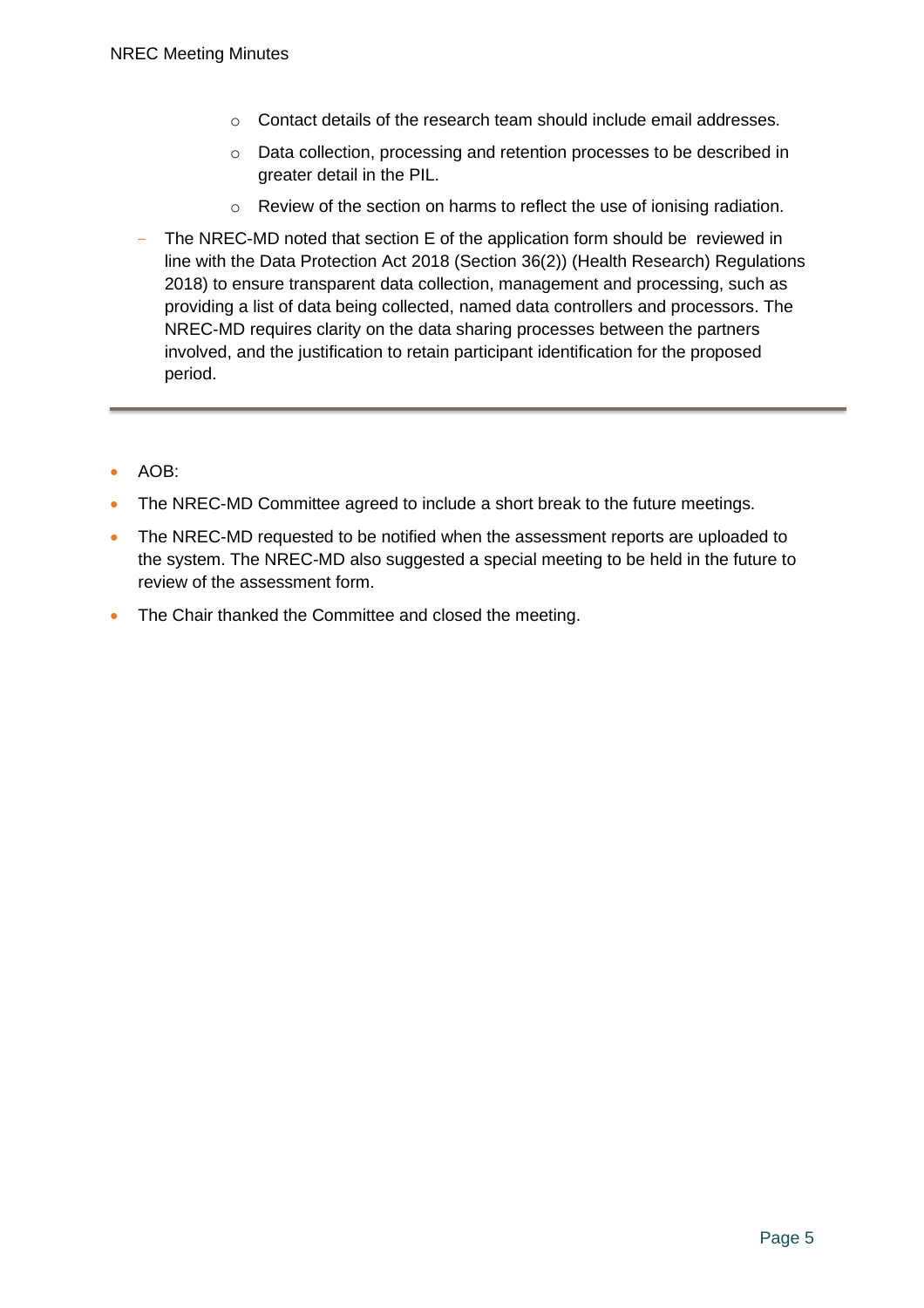- Contact details of the research team should include email addresses.
  - Data collection, processing and retention processes to be described in greater detail in the PIL.
  - Review of the section on harms to reflect the use of ionising radiation.
- The NREC-MD noted that section E of the application form should be reviewed in line with the Data Protection Act 2018 (Section 36(2)) (Health Research) Regulations 2018) to ensure transparent data collection, management and processing, such as providing a list of data being collected, named data controllers and processors. The NREC-MD requires clarity on the data sharing processes between the partners involved, and the justification to retain participant identification for the proposed period.

---

- AOB:
- The NREC-MD Committee agreed to include a short break to the future meetings.
- The NREC-MD requested to be notified when the assessment reports are uploaded to the system. The NREC-MD also suggested a special meeting to be held in the future to review of the assessment form.
- The Chair thanked the Committee and closed the meeting.